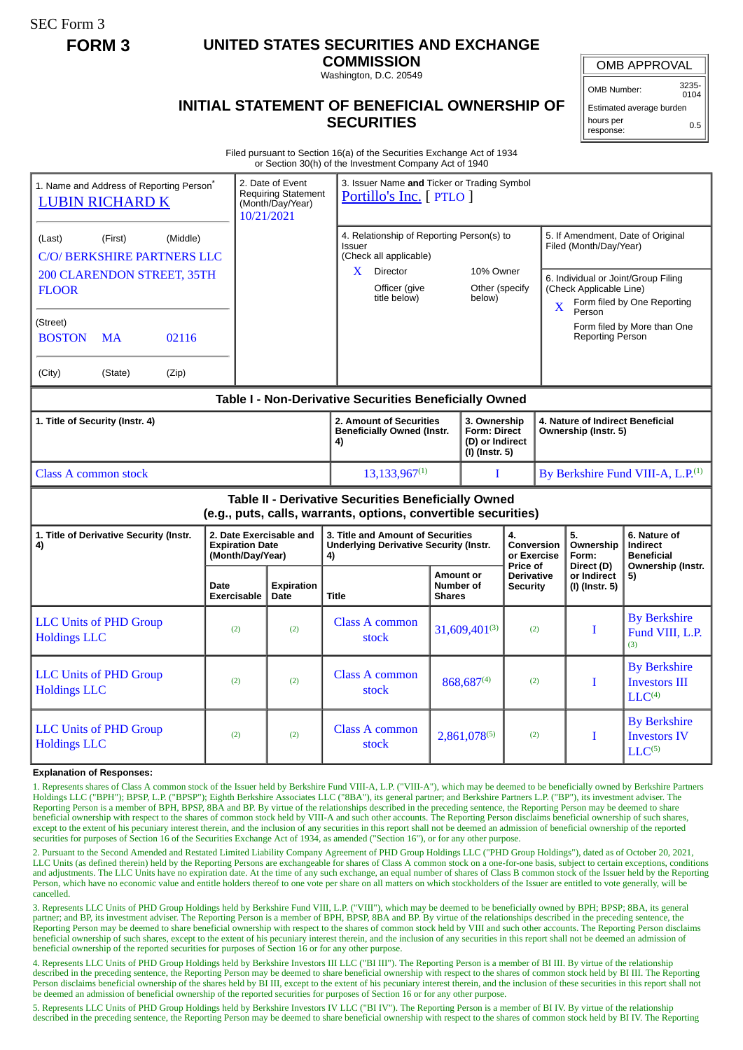SEC Form 3

**FORM 3**

# UNITED STATES SECURITIES AND EXCHANGE COMMISSION

Washington, D.C. 20549

## INITIAL STATEMENT OF BENEFICIAL OWNERSHIP OF SECURITIES

| OMB APPROVAL | |
|---|---|
| OMB Number: | 3235-0104 |
| Estimated average burden | |
| hours per response: | 0.5 |

Filed pursuant to Section 16(a) of the Securities Exchange Act of 1934
or Section 30(h) of the Investment Company Act of 1940

| 1. Name and Address of Reporting Person* | 2. Date of Event Requiring Statement (Month/Day/Year) | 3. Issuer Name and Ticker or Trading Symbol |
|---|---|---|
| LUBIN RICHARD K | 10/21/2021 | Portillo's Inc. [ PTLO ] |
| (Last) (First) (Middle)<br>C/O/ BERKSHIRE PARTNERS LLC<br>200 CLARENDON STREET, 35TH FLOOR | | 4. Relationship of Reporting Person(s) to Issuer (Check all applicable)<br>X Director<br>10% Owner<br>Officer (give title below)<br>Other (specify below) |
| (Street)<br>BOSTON MA 02116 | | 5. If Amendment, Date of Original Filed (Month/Day/Year) |
| (City) (State) (Zip) | | 6. Individual or Joint/Group Filing (Check Applicable Line)<br>X Form filed by One Reporting Person<br>Form filed by More than One Reporting Person |

**Table I - Non-Derivative Securities Beneficially Owned**

| 1. Title of Security (Instr. 4) | 2. Amount of Securities Beneficially Owned (Instr. 4) | 3. Ownership Form: Direct (D) or Indirect (I) (Instr. 5) | 4. Nature of Indirect Beneficial Ownership (Instr. 5) |
|---|---|---|---|
| Class A common stock | 13,133,967[(1)] | I | By Berkshire Fund VIII-A, L.P.[(1)] |

**Table II - Derivative Securities Beneficially Owned (e.g., puts, calls, warrants, options, convertible securities)**

| 1. Title of Derivative Security (Instr. 4) | 2. Date Exercisable and Expiration Date (Month/Day/Year) | | 3. Title and Amount of Securities Underlying Derivative Security (Instr. 4) | | 4. Conversion or Exercise Price of Derivative Security | 5. Ownership Form: Direct (D) or Indirect (I) (Instr. 5) | 6. Nature of Indirect Beneficial Ownership (Instr. 5) |
|---|---|---|---|---|---|---|---|
| | Date Exercisable | Expiration Date | Title | Amount or Number of Shares | | | |
| LLC Units of PHD Group Holdings LLC | (2) | (2) | Class A common stock | 31,609,401[(3)] | (2) | I | By Berkshire Fund VIII, L.P.[(3)] |
| LLC Units of PHD Group Holdings LLC | (2) | (2) | Class A common stock | 868,687[(4)] | (2) | I | By Berkshire Investors III LLC[(4)] |
| LLC Units of PHD Group Holdings LLC | (2) | (2) | Class A common stock | 2,861,078[(5)] | (2) | I | By Berkshire Investors IV LLC[(5)] |

**Explanation of Responses:**

1. Represents shares of Class A common stock of the Issuer held by Berkshire Fund VIII-A, L.P. ("VIII-A"), which may be deemed to be beneficially owned by Berkshire Partners Holdings LLC ("BPH"); BPSP, L.P. ("BPSP"); Eighth Berkshire Associates LLC ("8BA"), its general partner; and Berkshire Partners L.P. ("BP"), its investment adviser. The Reporting Person is a member of BPH, BPSP, 8BA and BP. By virtue of the relationships described in the preceding sentence, the Reporting Person may be deemed to share beneficial ownership with respect to the shares of common stock held by VIII-A and such other accounts. The Reporting Person disclaims beneficial ownership of such shares, except to the extent of his pecuniary interest therein, and the inclusion of any securities in this report shall not be deemed an admission of beneficial ownership of the reported securities for purposes of Section 16 of the Securities Exchange Act of 1934, as amended ("Section 16"), or for any other purpose.

2. Pursuant to the Second Amended and Restated Limited Liability Company Agreement of PHD Group Holdings LLC ("PHD Group Holdings"), dated as of October 20, 2021, LLC Units (as defined therein) held by the Reporting Persons are exchangeable for shares of Class A common stock on a one-for-one basis, subject to certain exceptions, conditions and adjustments. The LLC Units have no expiration date. At the time of any such exchange, an equal number of shares of Class B common stock of the Issuer held by the Reporting Person, which have no economic value and entitle holders thereof to one vote per share on all matters on which stockholders of the Issuer are entitled to vote generally, will be cancelled.

3. Represents LLC Units of PHD Group Holdings held by Berkshire Fund VIII, L.P. ("VIII"), which may be deemed to be beneficially owned by BPH; BPSP; 8BA, its general partner; and BP, its investment adviser. The Reporting Person is a member of BPH, BPSP, 8BA and BP. By virtue of the relationships described in the preceding sentence, the Reporting Person may be deemed to share beneficial ownership with respect to the shares of common stock held by VIII and such other accounts. The Reporting Person disclaims beneficial ownership of such shares, except to the extent of his pecuniary interest therein, and the inclusion of any securities in this report shall not be deemed an admission of beneficial ownership of the reported securities for purposes of Section 16 or for any other purpose.

4. Represents LLC Units of PHD Group Holdings held by Berkshire Investors III LLC ("BI III"). The Reporting Person is a member of BI III. By virtue of the relationship described in the preceding sentence, the Reporting Person may be deemed to share beneficial ownership with respect to the shares of common stock held by BI III. The Reporting Person disclaims beneficial ownership of the shares held by BI III, except to the extent of his pecuniary interest therein, and the inclusion of these securities in this report shall not be deemed an admission of beneficial ownership of the reported securities for purposes of Section 16 or for any other purpose.

5. Represents LLC Units of PHD Group Holdings held by Berkshire Investors IV LLC ("BI IV"). The Reporting Person is a member of BI IV. By virtue of the relationship described in the preceding sentence, the Reporting Person may be deemed to share beneficial ownership with respect to the shares of common stock held by BI IV. The Reporting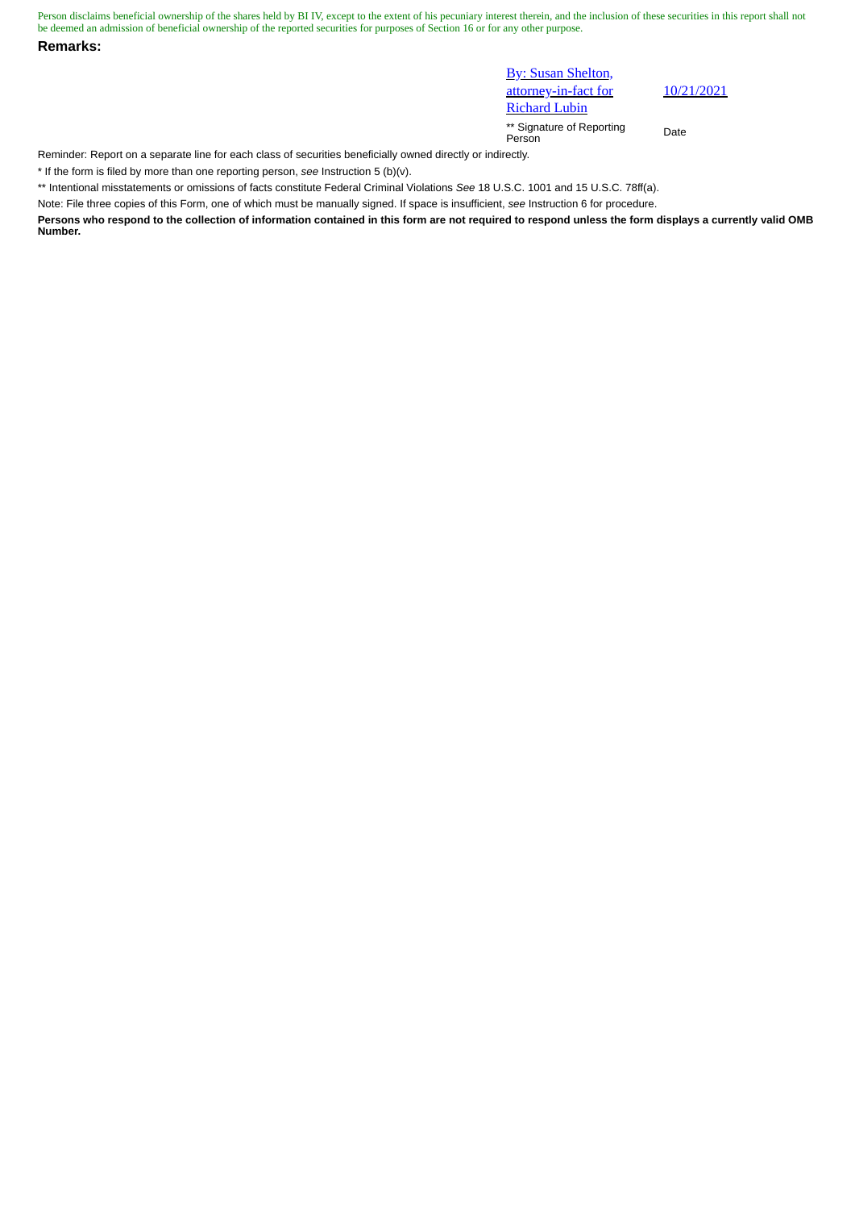Person disclaims beneficial ownership of the shares held by BI IV, except to the extent of his pecuniary interest therein, and the inclusion of these securities in this report shall not be deemed an admission of beneficial ownership of the reported securities for purposes of Section 16 or for any other purpose.

**Remarks:**

| By: Susan Shelton, attorney-in-fact for Richard Lubin | 10/21/2021 |
| --- | --- |
| ** Signature of Reporting Person | Date |

Reminder: Report on a separate line for each class of securities beneficially owned directly or indirectly.

* If the form is filed by more than one reporting person, *see* Instruction 5 (b)(v).

** Intentional misstatements or omissions of facts constitute Federal Criminal Violations *See* 18 U.S.C. 1001 and 15 U.S.C. 78ff(a).

Note: File three copies of this Form, one of which must be manually signed. If space is insufficient, *see* Instruction 6 for procedure.

**Persons who respond to the collection of information contained in this form are not required to respond unless the form displays a currently valid OMB Number.**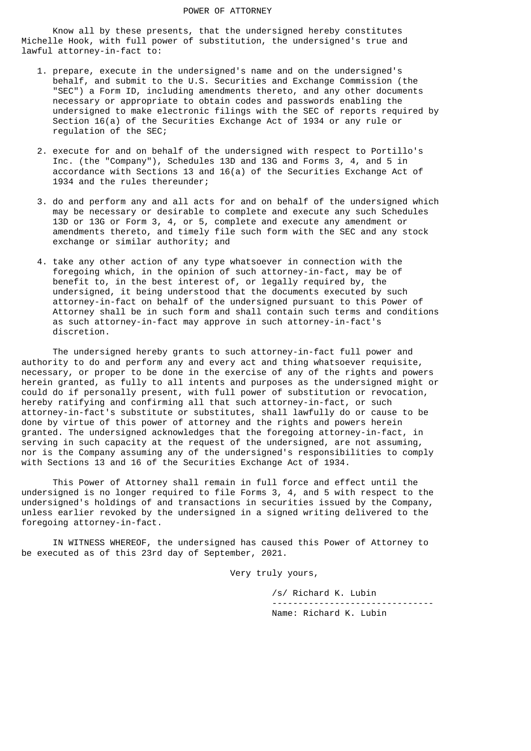# POWER OF ATTORNEY

Know all by these presents, that the undersigned hereby constitutes Michelle Hook, with full power of substitution, the undersigned's true and lawful attorney-in-fact to:

1. prepare, execute in the undersigned's name and on the undersigned's behalf, and submit to the U.S. Securities and Exchange Commission (the "SEC") a Form ID, including amendments thereto, and any other documents necessary or appropriate to obtain codes and passwords enabling the undersigned to make electronic filings with the SEC of reports required by Section 16(a) of the Securities Exchange Act of 1934 or any rule or regulation of the SEC;

2. execute for and on behalf of the undersigned with respect to Portillo's Inc. (the "Company"), Schedules 13D and 13G and Forms 3, 4, and 5 in accordance with Sections 13 and 16(a) of the Securities Exchange Act of 1934 and the rules thereunder;

3. do and perform any and all acts for and on behalf of the undersigned which may be necessary or desirable to complete and execute any such Schedules 13D or 13G or Form 3, 4, or 5, complete and execute any amendment or amendments thereto, and timely file such form with the SEC and any stock exchange or similar authority; and

4. take any other action of any type whatsoever in connection with the foregoing which, in the opinion of such attorney-in-fact, may be of benefit to, in the best interest of, or legally required by, the undersigned, it being understood that the documents executed by such attorney-in-fact on behalf of the undersigned pursuant to this Power of Attorney shall be in such form and shall contain such terms and conditions as such attorney-in-fact may approve in such attorney-in-fact's discretion.

The undersigned hereby grants to such attorney-in-fact full power and authority to do and perform any and every act and thing whatsoever requisite, necessary, or proper to be done in the exercise of any of the rights and powers herein granted, as fully to all intents and purposes as the undersigned might or could do if personally present, with full power of substitution or revocation, hereby ratifying and confirming all that such attorney-in-fact, or such attorney-in-fact's substitute or substitutes, shall lawfully do or cause to be done by virtue of this power of attorney and the rights and powers herein granted. The undersigned acknowledges that the foregoing attorney-in-fact, in serving in such capacity at the request of the undersigned, are not assuming, nor is the Company assuming any of the undersigned's responsibilities to comply with Sections 13 and 16 of the Securities Exchange Act of 1934.

This Power of Attorney shall remain in full force and effect until the undersigned is no longer required to file Forms 3, 4, and 5 with respect to the undersigned's holdings of and transactions in securities issued by the Company, unless earlier revoked by the undersigned in a signed writing delivered to the foregoing attorney-in-fact.

IN WITNESS WHEREOF, the undersigned has caused this Power of Attorney to be executed as of this 23rd day of September, 2021.

Very truly yours,

/s/ Richard K. Lubin

-------------------------------

Name: Richard K. Lubin